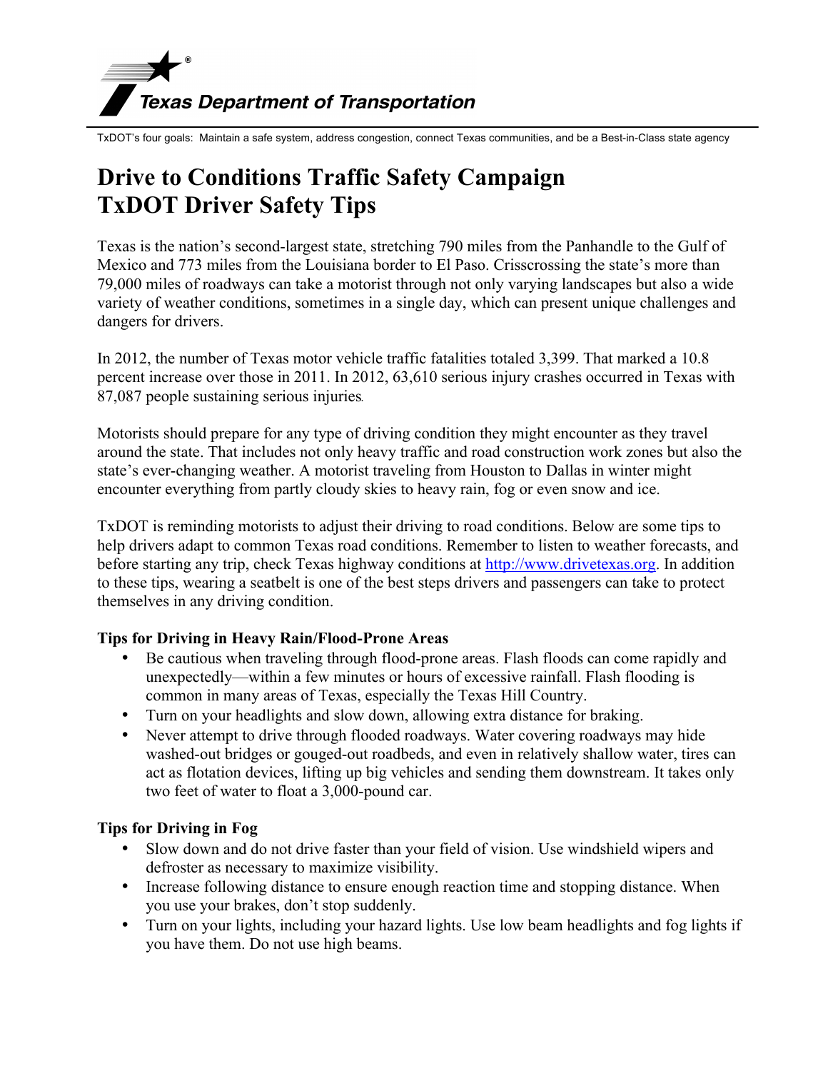Texas Department of Transportation

TxDOT's four goals: Maintain a safe system, address congestion, connect Texas communities, and be a Best-in-Class state agency

# Drive to Conditions Traffic Safety Campaign
# TxDOT Driver Safety Tips

Texas is the nation's second-largest state, stretching 790 miles from the Panhandle to the Gulf of Mexico and 773 miles from the Louisiana border to El Paso. Crisscrossing the state's more than 79,000 miles of roadways can take a motorist through not only varying landscapes but also a wide variety of weather conditions, sometimes in a single day, which can present unique challenges and dangers for drivers.

In 2012, the number of Texas motor vehicle traffic fatalities totaled 3,399. That marked a 10.8 percent increase over those in 2011. In 2012, 63,610 serious injury crashes occurred in Texas with 87,087 people sustaining serious injuries.

Motorists should prepare for any type of driving condition they might encounter as they travel around the state. That includes not only heavy traffic and road construction work zones but also the state's ever-changing weather. A motorist traveling from Houston to Dallas in winter might encounter everything from partly cloudy skies to heavy rain, fog or even snow and ice.

TxDOT is reminding motorists to adjust their driving to road conditions. Below are some tips to help drivers adapt to common Texas road conditions. Remember to listen to weather forecasts, and before starting any trip, check Texas highway conditions at [http://www.drivetexas.org](http://www.drivetexas.org). In addition to these tips, wearing a seatbelt is one of the best steps drivers and passengers can take to protect themselves in any driving condition.

**Tips for Driving in Heavy Rain/Flood-Prone Areas**

- Be cautious when traveling through flood-prone areas. Flash floods can come rapidly and unexpectedly—within a few minutes or hours of excessive rainfall. Flash flooding is common in many areas of Texas, especially the Texas Hill Country.
- Turn on your headlights and slow down, allowing extra distance for braking.
- Never attempt to drive through flooded roadways. Water covering roadways may hide washed-out bridges or gouged-out roadbeds, and even in relatively shallow water, tires can act as flotation devices, lifting up big vehicles and sending them downstream. It takes only two feet of water to float a 3,000-pound car.

**Tips for Driving in Fog**

- Slow down and do not drive faster than your field of vision. Use windshield wipers and defroster as necessary to maximize visibility.
- Increase following distance to ensure enough reaction time and stopping distance. When you use your brakes, don't stop suddenly.
- Turn on your lights, including your hazard lights. Use low beam headlights and fog lights if you have them. Do not use high beams.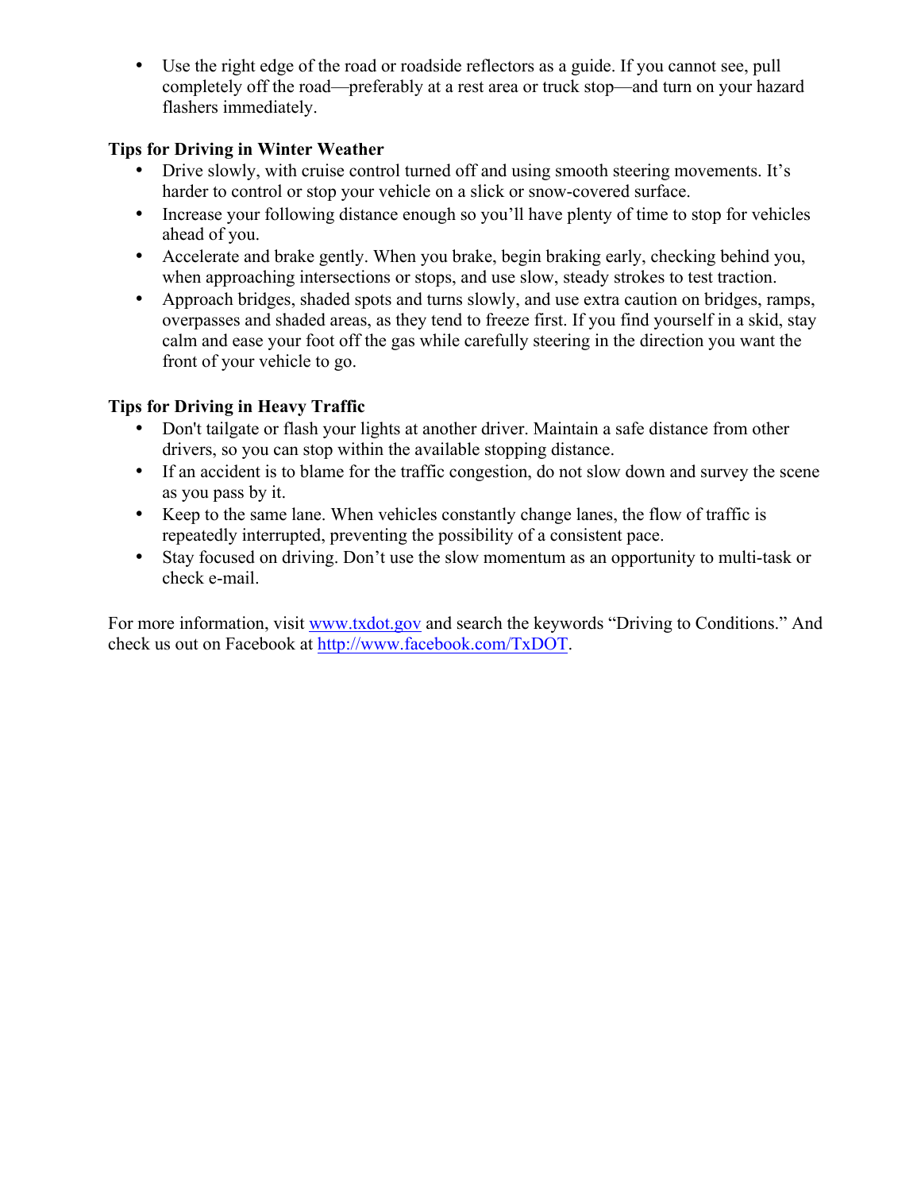- Use the right edge of the road or roadside reflectors as a guide. If you cannot see, pull completely off the road—preferably at a rest area or truck stop—and turn on your hazard flashers immediately.

**Tips for Driving in Winter Weather**

- Drive slowly, with cruise control turned off and using smooth steering movements. It's harder to control or stop your vehicle on a slick or snow-covered surface.
- Increase your following distance enough so you'll have plenty of time to stop for vehicles ahead of you.
- Accelerate and brake gently. When you brake, begin braking early, checking behind you, when approaching intersections or stops, and use slow, steady strokes to test traction.
- Approach bridges, shaded spots and turns slowly, and use extra caution on bridges, ramps, overpasses and shaded areas, as they tend to freeze first. If you find yourself in a skid, stay calm and ease your foot off the gas while carefully steering in the direction you want the front of your vehicle to go.

**Tips for Driving in Heavy Traffic**

- Don't tailgate or flash your lights at another driver. Maintain a safe distance from other drivers, so you can stop within the available stopping distance.
- If an accident is to blame for the traffic congestion, do not slow down and survey the scene as you pass by it.
- Keep to the same lane. When vehicles constantly change lanes, the flow of traffic is repeatedly interrupted, preventing the possibility of a consistent pace.
- Stay focused on driving. Don't use the slow momentum as an opportunity to multi-task or check e-mail.

For more information, visit [www.txdot.gov](http://www.txdot.gov) and search the keywords "Driving to Conditions." And check us out on Facebook at [http://www.facebook.com/TxDOT](http://www.facebook.com/TxDOT).